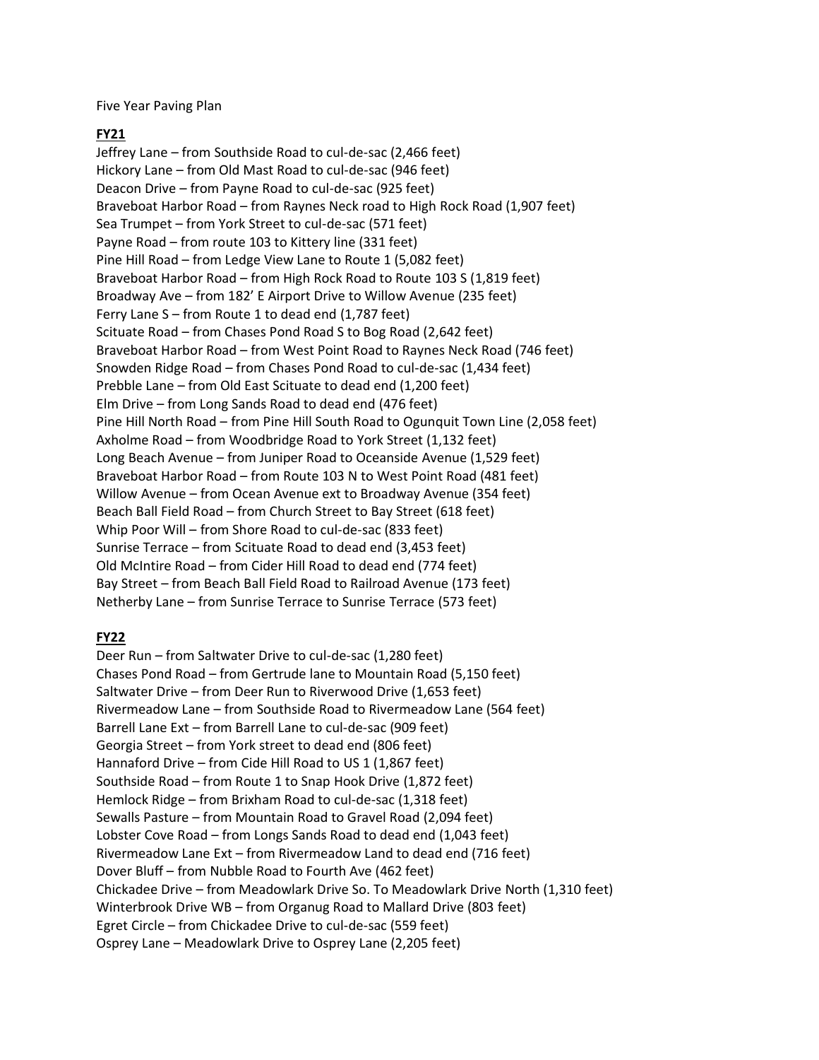Five Year Paving Plan

**FY21**

Jeffrey Lane – from Southside Road to cul-de-sac (2,466 feet)
Hickory Lane – from Old Mast Road to cul-de-sac (946 feet)
Deacon Drive – from Payne Road to cul-de-sac (925 feet)
Braveboat Harbor Road – from Raynes Neck road to High Rock Road (1,907 feet)
Sea Trumpet – from York Street to cul-de-sac (571 feet)
Payne Road – from route 103 to Kittery line (331 feet)
Pine Hill Road – from Ledge View Lane to Route 1 (5,082 feet)
Braveboat Harbor Road – from High Rock Road to Route 103 S (1,819 feet)
Broadway Ave – from 182' E Airport Drive to Willow Avenue (235 feet)
Ferry Lane S – from Route 1 to dead end (1,787 feet)
Scituate Road – from Chases Pond Road S to Bog Road (2,642 feet)
Braveboat Harbor Road – from West Point Road to Raynes Neck Road (746 feet)
Snowden Ridge Road – from Chases Pond Road to cul-de-sac (1,434 feet)
Prebble Lane – from Old East Scituate to dead end (1,200 feet)
Elm Drive – from Long Sands Road to dead end (476 feet)
Pine Hill North Road – from Pine Hill South Road to Ogunquit Town Line (2,058 feet)
Axholme Road – from Woodbridge Road to York Street (1,132 feet)
Long Beach Avenue – from Juniper Road to Oceanside Avenue (1,529 feet)
Braveboat Harbor Road – from Route 103 N to West Point Road (481 feet)
Willow Avenue – from Ocean Avenue ext to Broadway Avenue (354 feet)
Beach Ball Field Road – from Church Street to Bay Street (618 feet)
Whip Poor Will – from Shore Road to cul-de-sac (833 feet)
Sunrise Terrace – from Scituate Road to dead end (3,453 feet)
Old McIntire Road – from Cider Hill Road to dead end (774 feet)
Bay Street – from Beach Ball Field Road to Railroad Avenue (173 feet)
Netherby Lane – from Sunrise Terrace to Sunrise Terrace (573 feet)

**FY22**

Deer Run – from Saltwater Drive to cul-de-sac (1,280 feet)
Chases Pond Road – from Gertrude lane to Mountain Road (5,150 feet)
Saltwater Drive – from Deer Run to Riverwood Drive (1,653 feet)
Rivermeadow Lane – from Southside Road to Rivermeadow Lane (564 feet)
Barrell Lane Ext – from Barrell Lane to cul-de-sac (909 feet)
Georgia Street – from York street to dead end (806 feet)
Hannaford Drive – from Cide Hill Road to US 1 (1,867 feet)
Southside Road – from Route 1 to Snap Hook Drive (1,872 feet)
Hemlock Ridge – from Brixham Road to cul-de-sac (1,318 feet)
Sewalls Pasture – from Mountain Road to Gravel Road (2,094 feet)
Lobster Cove Road – from Longs Sands Road to dead end (1,043 feet)
Rivermeadow Lane Ext – from Rivermeadow Land to dead end (716 feet)
Dover Bluff – from Nubble Road to Fourth Ave (462 feet)
Chickadee Drive – from Meadowlark Drive So. To Meadowlark Drive North (1,310 feet)
Winterbrook Drive WB – from Organug Road to Mallard Drive (803 feet)
Egret Circle – from Chickadee Drive to cul-de-sac (559 feet)
Osprey Lane – Meadowlark Drive to Osprey Lane (2,205 feet)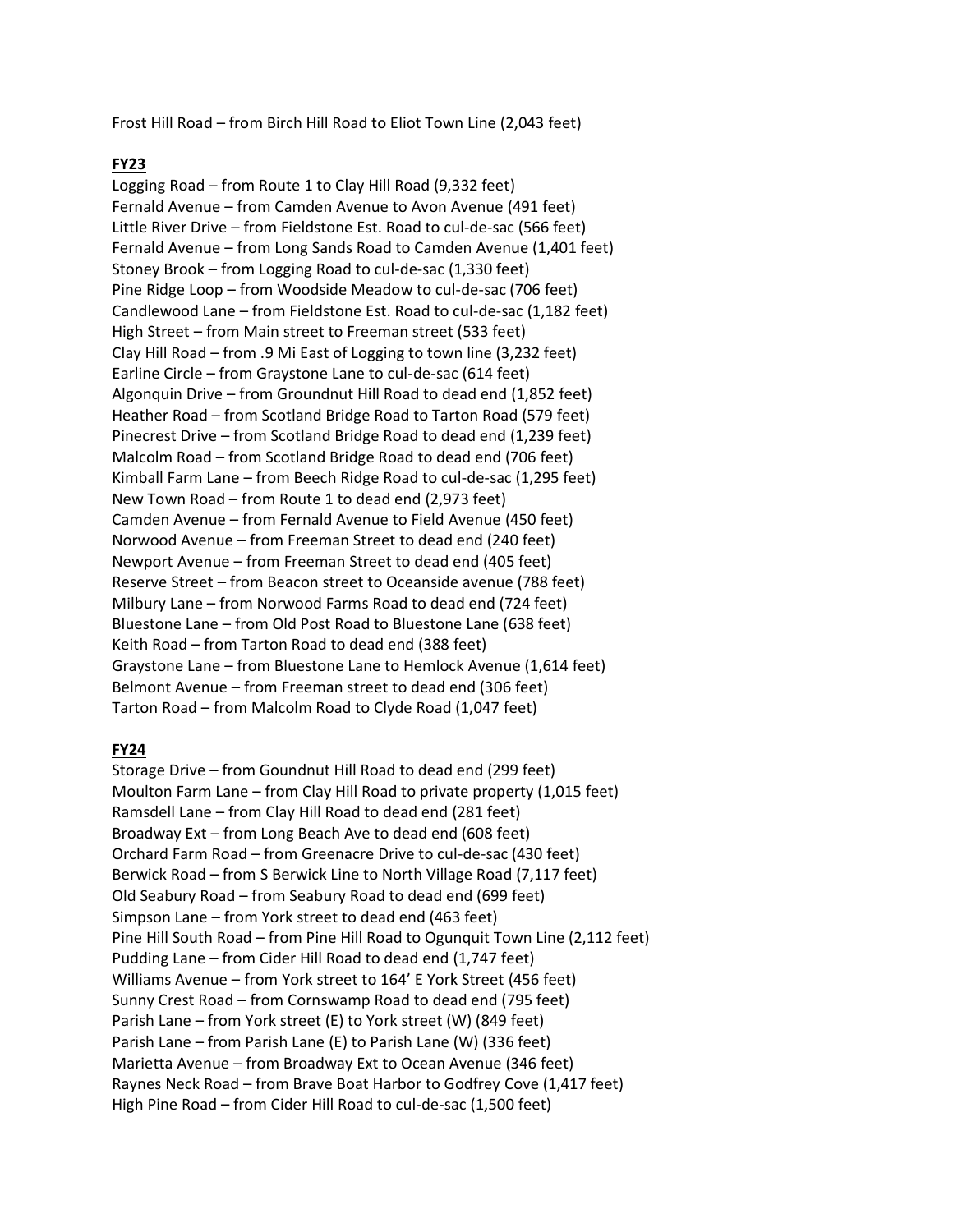Frost Hill Road – from Birch Hill Road to Eliot Town Line (2,043 feet)

**FY23**

Logging Road – from Route 1 to Clay Hill Road (9,332 feet)
Fernald Avenue – from Camden Avenue to Avon Avenue (491 feet)
Little River Drive – from Fieldstone Est. Road to cul-de-sac (566 feet)
Fernald Avenue – from Long Sands Road to Camden Avenue (1,401 feet)
Stoney Brook – from Logging Road to cul-de-sac (1,330 feet)
Pine Ridge Loop – from Woodside Meadow to cul-de-sac (706 feet)
Candlewood Lane – from Fieldstone Est. Road to cul-de-sac (1,182 feet)
High Street – from Main street to Freeman street (533 feet)
Clay Hill Road – from .9 Mi East of Logging to town line (3,232 feet)
Earline Circle – from Graystone Lane to cul-de-sac (614 feet)
Algonquin Drive – from Groundnut Hill Road to dead end (1,852 feet)
Heather Road – from Scotland Bridge Road to Tarton Road (579 feet)
Pinecrest Drive – from Scotland Bridge Road to dead end (1,239 feet)
Malcolm Road – from Scotland Bridge Road to dead end (706 feet)
Kimball Farm Lane – from Beech Ridge Road to cul-de-sac (1,295 feet)
New Town Road – from Route 1 to dead end (2,973 feet)
Camden Avenue – from Fernald Avenue to Field Avenue (450 feet)
Norwood Avenue – from Freeman Street to dead end (240 feet)
Newport Avenue – from Freeman Street to dead end (405 feet)
Reserve Street – from Beacon street to Oceanside avenue (788 feet)
Milbury Lane – from Norwood Farms Road to dead end (724 feet)
Bluestone Lane – from Old Post Road to Bluestone Lane (638 feet)
Keith Road – from Tarton Road to dead end (388 feet)
Graystone Lane – from Bluestone Lane to Hemlock Avenue (1,614 feet)
Belmont Avenue – from Freeman street to dead end (306 feet)
Tarton Road – from Malcolm Road to Clyde Road (1,047 feet)

**FY24**

Storage Drive – from Goundnut Hill Road to dead end (299 feet)
Moulton Farm Lane – from Clay Hill Road to private property (1,015 feet)
Ramsdell Lane – from Clay Hill Road to dead end (281 feet)
Broadway Ext – from Long Beach Ave to dead end (608 feet)
Orchard Farm Road – from Greenacre Drive to cul-de-sac (430 feet)
Berwick Road – from S Berwick Line to North Village Road (7,117 feet)
Old Seabury Road – from Seabury Road to dead end (699 feet)
Simpson Lane – from York street to dead end (463 feet)
Pine Hill South Road – from Pine Hill Road to Ogunquit Town Line (2,112 feet)
Pudding Lane – from Cider Hill Road to dead end (1,747 feet)
Williams Avenue – from York street to 164' E York Street (456 feet)
Sunny Crest Road – from Cornswamp Road to dead end (795 feet)
Parish Lane – from York street (E) to York street (W) (849 feet)
Parish Lane – from Parish Lane (E) to Parish Lane (W) (336 feet)
Marietta Avenue – from Broadway Ext to Ocean Avenue (346 feet)
Raynes Neck Road – from Brave Boat Harbor to Godfrey Cove (1,417 feet)
High Pine Road – from Cider Hill Road to cul-de-sac (1,500 feet)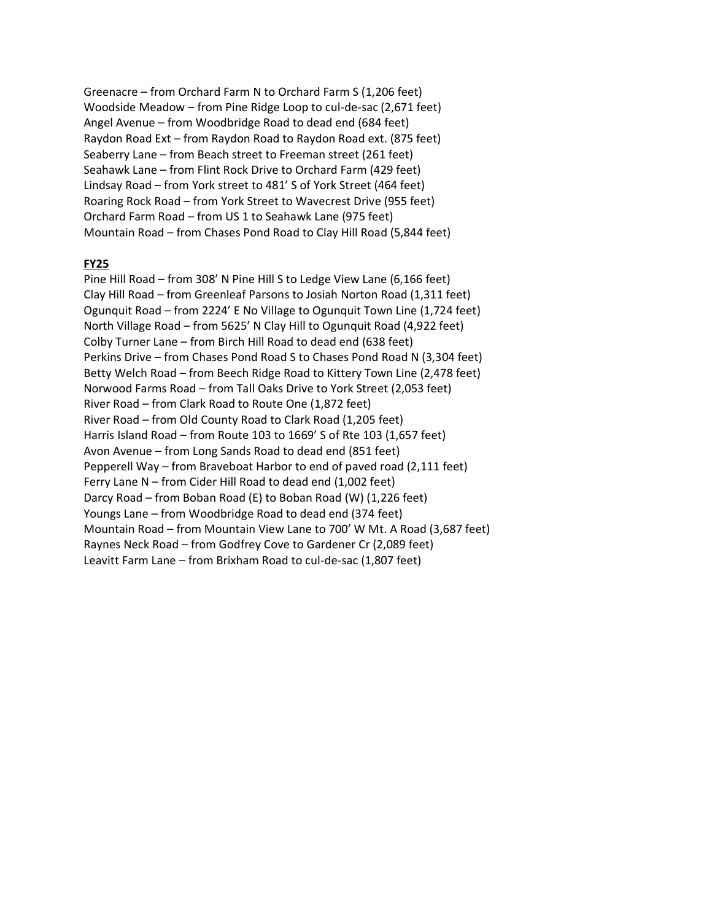Greenacre – from Orchard Farm N to Orchard Farm S (1,206 feet)
Woodside Meadow – from Pine Ridge Loop to cul-de-sac (2,671 feet)
Angel Avenue – from Woodbridge Road to dead end (684 feet)
Raydon Road Ext – from Raydon Road to Raydon Road ext. (875 feet)
Seaberry Lane – from Beach street to Freeman street (261 feet)
Seahawk Lane – from Flint Rock Drive to Orchard Farm (429 feet)
Lindsay Road – from York street to 481’ S of York Street (464 feet)
Roaring Rock Road – from York Street to Wavecrest Drive (955 feet)
Orchard Farm Road – from US 1 to Seahawk Lane (975 feet)
Mountain Road – from Chases Pond Road to Clay Hill Road (5,844 feet)

**FY25**

Pine Hill Road – from 308’ N Pine Hill S to Ledge View Lane (6,166 feet)
Clay Hill Road – from Greenleaf Parsons to Josiah Norton Road (1,311 feet)
Ogunquit Road – from 2224’ E No Village to Ogunquit Town Line (1,724 feet)
North Village Road – from 5625’ N Clay Hill to Ogunquit Road (4,922 feet)
Colby Turner Lane – from Birch Hill Road to dead end (638 feet)
Perkins Drive – from Chases Pond Road S to Chases Pond Road N (3,304 feet)
Betty Welch Road – from Beech Ridge Road to Kittery Town Line (2,478 feet)
Norwood Farms Road – from Tall Oaks Drive to York Street (2,053 feet)
River Road – from Clark Road to Route One (1,872 feet)
River Road – from Old County Road to Clark Road (1,205 feet)
Harris Island Road – from Route 103 to 1669’ S of Rte 103 (1,657 feet)
Avon Avenue – from Long Sands Road to dead end (851 feet)
Pepperell Way – from Braveboat Harbor to end of paved road (2,111 feet)
Ferry Lane N – from Cider Hill Road to dead end (1,002 feet)
Darcy Road – from Boban Road (E) to Boban Road (W) (1,226 feet)
Youngs Lane – from Woodbridge Road to dead end (374 feet)
Mountain Road – from Mountain View Lane to 700’ W Mt. A Road (3,687 feet)
Raynes Neck Road – from Godfrey Cove to Gardener Cr (2,089 feet)
Leavitt Farm Lane – from Brixham Road to cul-de-sac (1,807 feet)